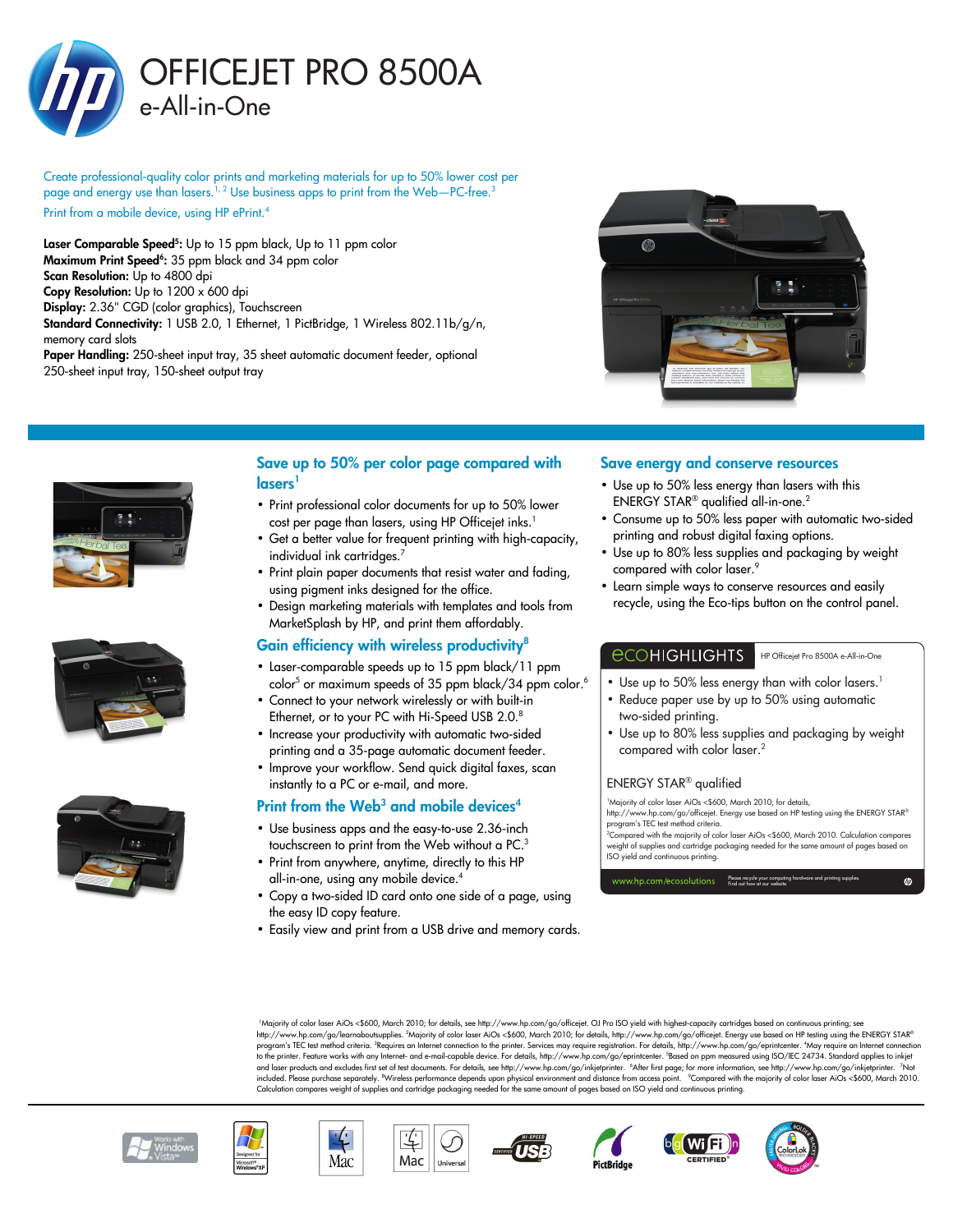# OFFICEJET PRO 8500A

## e-All-in-One

Create professional-quality color prints and marketing materials for up to 50% lower cost per page and energy use than lasers.[1, 2] Use business apps to print from the Web—PC-free.[3]

Print from a mobile device, using HP ePrint.[4]

**Laser Comparable Speed[5]:** Up to 15 ppm black, Up to 11 ppm color
**Maximum Print Speed[6]:** 35 ppm black and 34 ppm color
**Scan Resolution:** Up to 4800 dpi
**Copy Resolution:** Up to 1200 x 600 dpi
**Display:** 2.36" CGD (color graphics), Touchscreen
**Standard Connectivity:** 1 USB 2.0, 1 Ethernet, 1 PictBridge, 1 Wireless 802.11b/g/n, memory card slots
**Paper Handling:** 250-sheet input tray, 35 sheet automatic document feeder, optional 250-sheet input tray, 150-sheet output tray

### Save up to 50% per color page compared with lasers[1]

- Print professional color documents for up to 50% lower cost per page than lasers, using HP Officejet inks.[1]
- Get a better value for frequent printing with high-capacity, individual ink cartridges.[7]
- Print plain paper documents that resist water and fading, using pigment inks designed for the office.
- Design marketing materials with templates and tools from MarketSplash by HP, and print them affordably.

### Gain efficiency with wireless productivity[8]

- Laser-comparable speeds up to 15 ppm black/11 ppm color[5] or maximum speeds of 35 ppm black/34 ppm color.[6]
- Connect to your network wirelessly or with built-in Ethernet, or to your PC with Hi-Speed USB 2.0.[8]
- Increase your productivity with automatic two-sided printing and a 35-page automatic document feeder.
- Improve your workflow. Send quick digital faxes, scan instantly to a PC or e-mail, and more.

### Print from the Web[3] and mobile devices[4]

- Use business apps and the easy-to-use 2.36-inch touchscreen to print from the Web without a PC.[3]
- Print from anywhere, anytime, directly to this HP all-in-one, using any mobile device.[4]
- Copy a two-sided ID card onto one side of a page, using the easy ID copy feature.
- Easily view and print from a USB drive and memory cards.

### Save energy and conserve resources

- Use up to 50% less energy than lasers with this ENERGY STAR® qualified all-in-one.[2]
- Consume up to 50% less paper with automatic two-sided printing and robust digital faxing options.
- Use up to 80% less supplies and packaging by weight compared with color laser.[9]
- Learn simple ways to conserve resources and easily recycle, using the Eco-tips button on the control panel.

### ECOHIGHLIGHTS

HP Officejet Pro 8500A e-All-in-One

- Use up to 50% less energy than with color lasers.[1]
- Reduce paper use by up to 50% using automatic two-sided printing.
- Use up to 80% less supplies and packaging by weight compared with color laser.[2]

ENERGY STAR® qualified

[1]Majority of color laser AiOs <$600, March 2010; for details, http://www.hp.com/go/officejet. Energy use based on HP testing using the ENERGY STAR® program's TEC test method criteria.
[2]Compared with the majority of color laser AiOs <$600, March 2010. Calculation compares weight of supplies and cartridge packaging needed for the same amount of pages based on ISO yield and continuous printing.

www.hp.com/ecosolutions — Please recycle your computing hardware and printing supplies. Find out how at our website.

[1]Majority of color laser AiOs <$600, March 2010; for details, see http://www.hp.com/go/officejet. OJ Pro ISO yield with highest-capacity cartridges based on continuous printing; see http://www.hp.com/go/learnaboutsupplies. [2]Majority of color laser AiOs <$600, March 2010; for details, http://www.hp.com/go/officejet. Energy use based on HP testing using the ENERGY STAR® program's TEC test method criteria. [3]Requires an Internet connection to the printer. Services may require registration. For details, http://www.hp.com/go/eprintcenter. [4]May require an Internet connection to the printer. Feature works with any Internet- and e-mail-capable device. For details, http://www.hp.com/go/eprintcenter. [5]Based on ppm measured using ISO/IEC 24734. Standard applies to inkjet and laser products and excludes first set of test documents. For details, see http://www.hp.com/go/inkjetprinter. [6]After first page; for more information, see http://www.hp.com/go/inkjetprinter. [7]Not included. Please purchase separately. [8]Wireless performance depends upon physical environment and distance from access point. [9]Compared with the majority of color laser AiOs <$600, March 2010. Calculation compares weight of supplies and cartridge packaging needed for the same amount of pages based on ISO yield and continuous printing.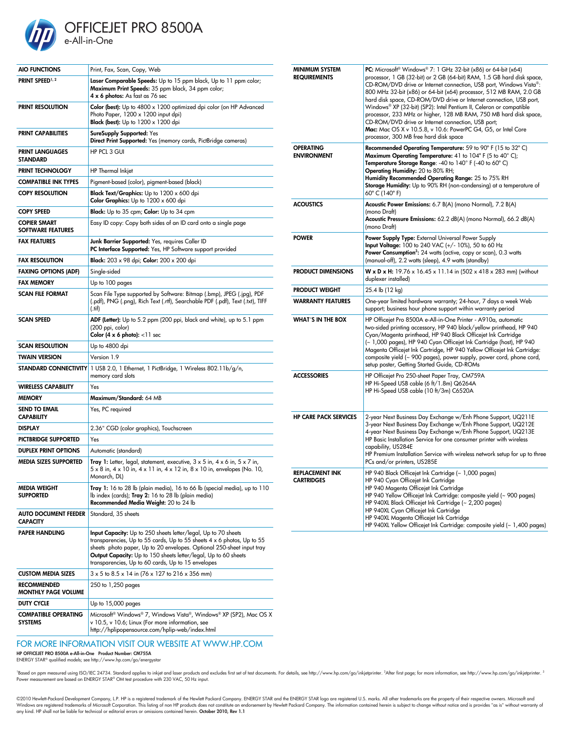# OFFICEJET PRO 8500A

e-All-in-One

| | |
|---|---|
| **AIO FUNCTIONS** | Print, Fax, Scan, Copy, Web |
| **PRINT SPEED[1, 2]** | **Laser Comparable Speeds:** Up to 15 ppm black, Up to 11 ppm color; **Maximum Print Speeds:** 35 ppm black, 34 ppm color; **4 x 6 photos:** As fast as 76 sec |
| **PRINT RESOLUTION** | **Color (best):** Up to 4800 x 1200 optimized dpi color (on HP Advanced Photo Paper, 1200 x 1200 input dpi) **Black (best):** Up to 1200 x 1200 dpi |
| **PRINT CAPABILITIES** | **SureSupply Supported:** Yes **Direct Print Supported:** Yes (memory cards, PictBridge cameras) |
| **PRINT LANGUAGES STANDARD** | HP PCL 3 GUI |
| **PRINT TECHNOLOGY** | HP Thermal Inkjet |
| **COMPATIBLE INK TYPES** | Pigment-based (color), pigment-based (black) |
| **COPY RESOLUTION** | **Black Text/Graphics:** Up to 1200 x 600 dpi **Color Graphics:** Up to 1200 x 600 dpi |
| **COPY SPEED** | **Black:** Up to 35 cpm; **Color:** Up to 34 cpm |
| **COPIER SMART SOFTWARE FEATURES** | Easy ID copy: Copy both sides of an ID card onto a single page |
| **FAX FEATURES** | **Junk Barrier Supported:** Yes, requires Caller ID **PC Interface Supported:** Yes, HP Software support provided |
| **FAX RESOLUTION** | **Black:** 203 x 98 dpi; **Color:** 200 x 200 dpi |
| **FAXING OPTIONS (ADF)** | Single-sided |
| **FAX MEMORY** | Up to 100 pages |
| **SCAN FILE FORMAT** | Scan File Type supported by Software: Bitmap (.bmp), JPEG (.jpg), PDF (.pdf), PNG (.png), Rich Text (.rtf), Searchable PDF (.pdf), Text (.txt), TIFF (.tif) |
| **SCAN SPEED** | **ADF (Letter):** Up to 5.2 ppm (200 ppi, black and white), up to 5.1 ppm (200 ppi, color) **Color (4 x 6 photo):** <11 sec |
| **SCAN RESOLUTION** | Up to 4800 dpi |
| **TWAIN VERSION** | Version 1.9 |
| **STANDARD CONNECTIVITY** | 1 USB 2.0, 1 Ethernet, 1 PictBridge, 1 Wireless 802.11b/g/n, memory card slots |
| **WIRELESS CAPABILITY** | Yes |
| **MEMORY** | **Maximum/Standard:** 64 MB |
| **SEND TO EMAIL CAPABILITY** | Yes, PC required |
| **DISPLAY** | 2.36" CGD (color graphics), Touchscreen |
| **PICTBRIDGE SUPPORTED** | Yes |
| **DUPLEX PRINT OPTIONS** | Automatic (standard) |
| **MEDIA SIZES SUPPORTED** | **Tray 1:** Letter, legal, statement, executive, 3 x 5 in, 4 x 6 in, 5 x 7 in, 5 x 8 in, 4 x 10 in, 4 x 11 in, 4 x 12 in, 8 x 10 in, envelopes (No. 10, Monarch, DL) |
| **MEDIA WEIGHT SUPPORTED** | **Tray 1:** 16 to 28 lb (plain media), 16 to 66 lb (special media), up to 110 lb index (cards); **Tray 2:** 16 to 28 lb (plain media) **Recommended Media Weight:** 20 to 24 lb |
| **AUTO DOCUMENT FEEDER CAPACITY** | Standard, 35 sheets |
| **PAPER HANDLING** | **Input Capacity:** Up to 250 sheets letter/legal, Up to 70 sheets transparencies, Up to 55 cards, Up to 55 sheets 4 x 6 photos, Up to 55 sheets photo paper, Up to 20 envelopes. Optional 250-sheet input tray **Output Capacity:** Up to 150 sheets letter/legal, Up to 60 sheets transparencies, Up to 60 cards, Up to 15 envelopes |
| **CUSTOM MEDIA SIZES** | 3 x 5 to 8.5 x 14 in (76 x 127 to 216 x 356 mm) |
| **RECOMMENDED MONTHLY PAGE VOLUME** | 250 to 1,250 pages |
| **DUTY CYCLE** | Up to 15,000 pages |
| **COMPATIBLE OPERATING SYSTEMS** | Microsoft® Windows® 7, Windows Vista®, Windows® XP (SP2), Mac OS X v 10.5, v 10.6; Linux (For more information, see http://hplipopensource.com/hplip-web/index.html |
| **MINIMUM SYSTEM REQUIREMENTS** | **PC:** Microsoft® Windows® 7: 1 GHz 32-bit (x86) or 64-bit (x64) processor, 1 GB (32-bit) or 2 GB (64-bit) RAM, 1.5 GB hard disk space, CD-ROM/DVD drive or Internet connection, USB port, Windows Vista®: 800 MHz 32-bit (x86) or 64-bit (x64) processor, 512 MB RAM, 2.0 GB hard disk space, CD-ROM/DVD drive or Internet connection, USB port, Windows® XP (32-bit) (SP2): Intel Pentium II, Celeron or compatible processor, 233 MHz or higher, 128 MB RAM, 750 MB hard disk space, CD-ROM/DVD drive or Internet connection, USB port; **Mac:** Mac OS X v 10.5.8, v 10.6: PowerPC G4, G5, or Intel Core processor, 300 MB free hard disk space |
| **OPERATING ENVIRONMENT** | **Recommended Operating Temperature:** 59 to 90° F (15 to 32° C) **Maximum Operating Temperature:** 41 to 104° F (5 to 40° C); **Temperature Storage Range**: -40 to 140° F (-40 to 60° C) **Operating Humidity:** 20 to 80% RH; **Humidity Recommended Operating Range:** 25 to 75% RH **Storage Humidity:** Up to 90% RH (non-condensing) at a temperature of 60° C (140° F) |
| **ACOUSTICS** | **Acoustic Power Emissions:** 6.7 B(A) (mono Normal), 7.2 B(A) (mono Draft) **Acoustic Pressure Emissions:** 62.2 dB(A) (mono Normal), 66.2 dB(A) (mono Draft) |
| **POWER** | **Power Supply Type:** External Universal Power Supply **Input Voltage:** 100 to 240 VAC (+/- 10%), 50 to 60 Hz **Power Consumption[3]:** 24 watts (active, copy or scan), 0.3 watts (manual-off), 2.2 watts (sleep), 4.9 watts (standby) |
| **PRODUCT DIMENSIONS** | **W x D x H:** 19.76 x 16.45 x 11.14 in (502 x 418 x 283 mm) (without duplexer installed) |
| **PRODUCT WEIGHT** | 25.4 lb (12 kg) |
| **WARRANTY FEATURES** | One-year limited hardware warranty; 24-hour, 7 days a week Web support; business hour phone support within warranty period |
| **WHAT´S IN THE BOX** | HP Officejet Pro 8500A e-All-in-One Printer - A910a, automatic two-sided printing accessory, HP 940 black/yellow printhead, HP 940 Cyan/Magenta printhead, HP 940 Black Officejet Ink Cartridge (~ 1,000 pages), HP 940 Cyan Officejet Ink Cartridge (host), HP 940 Magenta Officejet Ink Cartridge, HP 940 Yellow Officejet Ink Cartridge: composite yield (~ 900 pages), power supply, power cord, phone cord, setup poster, Getting Started Guide, CD-ROMs |
| **ACCESSORIES** | HP Officejet Pro 250-sheet Paper Tray, CM759A HP Hi-Speed USB cable (6 ft/1.8m) Q6264A HP Hi-Speed USB cable (10 ft/3m) C6520A |
| **HP CARE PACK SERVICES** | 2-year Next Business Day Exchange w/Enh Phone Support, UQ211E 3-year Next Business Day Exchange w/Enh Phone Support, UQ212E 4-year Next Business Day Exchange w/Enh Phone Support, UQ213E HP Basic Installation Service for one consumer printer with wireless capability, US284E HP Premium Installation Service with wireless network setup for up to three PCs and/or printers, US285E |
| **REPLACEMENT INK CARTRIDGES** | HP 940 Black Officejet Ink Cartridge (~ 1,000 pages) HP 940 Cyan Officejet Ink Cartridge HP 940 Magenta Officejet Ink Cartridge HP 940 Yellow Officejet Ink Cartridge: composite yield (~ 900 pages) HP 940XL Black Officejet Ink Cartridge (~ 2,200 pages) HP 940XL Cyan Officejet Ink Cartridge HP 940XL Magenta Officejet Ink Cartridge HP 940XL Yellow Officejet Ink Cartridge: composite yield (~ 1,400 pages) |

## FOR MORE INFORMATION VISIT OUR WEBSITE AT WWW.HP.COM

**HP OFFICEJET PRO 8500A e-All-in-One Product Number: CM755A**
ENERGY STAR® qualified models; see http://www.hp.com/go/energystar

[1]Based on ppm measured using ISO/IEC 24734. Standard applies to inkjet and laser products and excludes first set of test documents. For details, see http://www.hp.com/go/inkjetprinter. [2]After first page; for more information, see http://www.hp.com/go/inkjetprinter. [3] Power measurement are based on ENERGY STAR® OM test procedure with 230 VAC, 50 Hz input.

©2010 Hewlett-Packard Development Company, L.P. HP is a registered trademark of the Hewlett Packard Company. ENERGY STAR and the ENERGY STAR logo are registered U.S. marks. All other trademarks are the property of their respective owners. Microsoft and Windows are registered trademarks of Microsoft Corporation. This listing of non HP products does not constitute an endorsement by Hewlett Packard Company. The information contained herein is subject to change without notice and is provides "as is" without warranty of any kind. HP shall not be liable for technical or editorial errors or omissions contained herein. **October 2010, Rev 1.1**